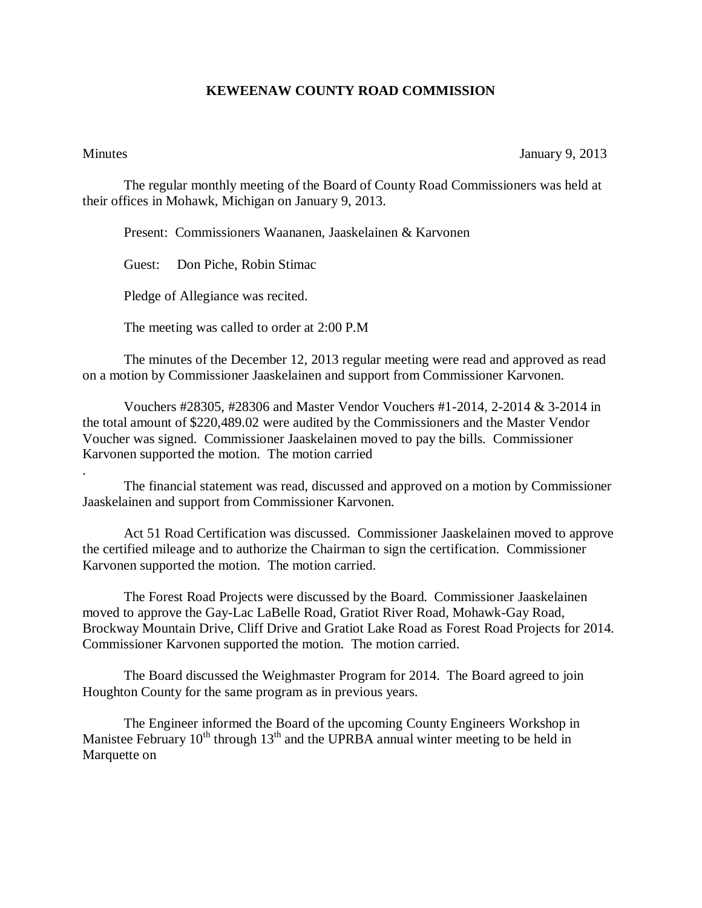# KEWEENAW COUNTY ROAD COMMISSION

Minutes January 9, 2013

The regular monthly meeting of the Board of County Road Commissioners was held at their offices in Mohawk, Michigan on January 9, 2013.

Present: Commissioners Waananen, Jaaskelainen & Karvonen

Guest: Don Piche, Robin Stimac

Pledge of Allegiance was recited.

The meeting was called to order at 2:00 P.M

The minutes of the December 12, 2013 regular meeting were read and approved as read on a motion by Commissioner Jaaskelainen and support from Commissioner Karvonen.

Vouchers #28305, #28306 and Master Vendor Vouchers #1-2014, 2-2014 & 3-2014 in the total amount of $220,489.02 were audited by the Commissioners and the Master Vendor Voucher was signed. Commissioner Jaaskelainen moved to pay the bills. Commissioner Karvonen supported the motion. The motion carried
.

The financial statement was read, discussed and approved on a motion by Commissioner Jaaskelainen and support from Commissioner Karvonen.

Act 51 Road Certification was discussed. Commissioner Jaaskelainen moved to approve the certified mileage and to authorize the Chairman to sign the certification. Commissioner Karvonen supported the motion. The motion carried.

The Forest Road Projects were discussed by the Board. Commissioner Jaaskelainen moved to approve the Gay-Lac LaBelle Road, Gratiot River Road, Mohawk-Gay Road, Brockway Mountain Drive, Cliff Drive and Gratiot Lake Road as Forest Road Projects for 2014. Commissioner Karvonen supported the motion. The motion carried.

The Board discussed the Weighmaster Program for 2014. The Board agreed to join Houghton County for the same program as in previous years.

The Engineer informed the Board of the upcoming County Engineers Workshop in Manistee February 10th through 13th and the UPRBA annual winter meeting to be held in Marquette on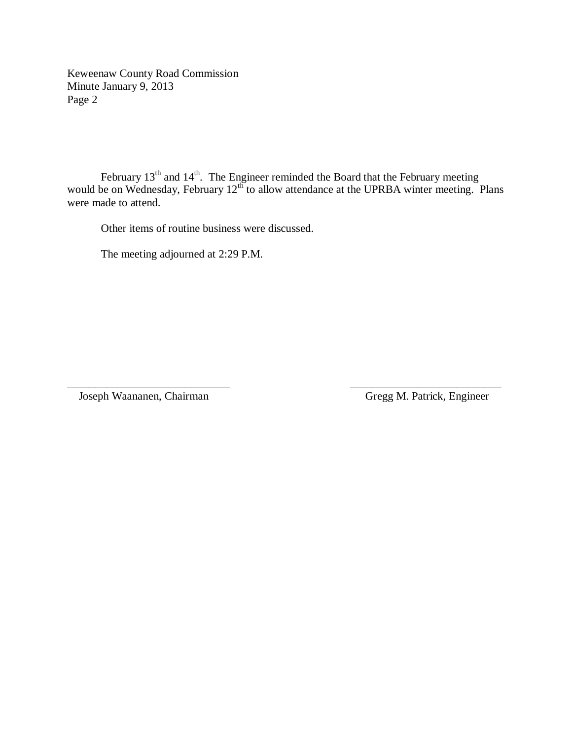February 13th and 14th. The Engineer reminded the Board that the February meeting would be on Wednesday, February 12th to allow attendance at the UPRBA winter meeting. Plans were made to attend.

Other items of routine business were discussed.

The meeting adjourned at 2:29 P.M.

\_\_\_\_\_\_\_\_\_\_\_\_\_\_\_\_\_\_\_\_\_\_\_\_\_\_\_\_\_\_
Joseph Waananen, Chairman

\_\_\_\_\_\_\_\_\_\_\_\_\_\_\_\_\_\_\_\_\_\_\_\_\_\_\_\_\_\_
Gregg M. Patrick, Engineer